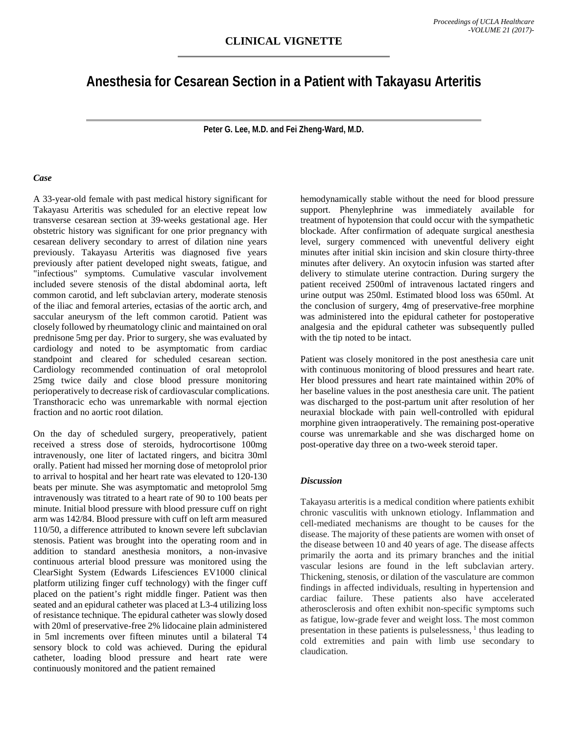**CLINICAL VIGNETTE**

# Anesthesia for Cesarean Section in a Patient with Takayasu Arteritis

**Peter G. Lee, M.D. and Fei Zheng-Ward, M.D.**

### *Case*

A 33-year-old female with past medical history significant for Takayasu Arteritis was scheduled for an elective repeat low transverse cesarean section at 39-weeks gestational age. Her obstetric history was significant for one prior pregnancy with cesarean delivery secondary to arrest of dilation nine years previously. Takayasu Arteritis was diagnosed five years previously after patient developed night sweats, fatigue, and "infectious" symptoms. Cumulative vascular involvement included severe stenosis of the distal abdominal aorta, left common carotid, and left subclavian artery, moderate stenosis of the iliac and femoral arteries, ectasias of the aortic arch, and saccular aneurysm of the left common carotid. Patient was closely followed by rheumatology clinic and maintained on oral prednisone 5mg per day. Prior to surgery, she was evaluated by cardiology and noted to be asymptomatic from cardiac standpoint and cleared for scheduled cesarean section. Cardiology recommended continuation of oral metoprolol 25mg twice daily and close blood pressure monitoring perioperatively to decrease risk of cardiovascular complications. Transthoracic echo was unremarkable with normal ejection fraction and no aortic root dilation.

On the day of scheduled surgery, preoperatively, patient received a stress dose of steroids, hydrocortisone 100mg intravenously, one liter of lactated ringers, and bicitra 30ml orally. Patient had missed her morning dose of metoprolol prior to arrival to hospital and her heart rate was elevated to 120-130 beats per minute. She was asymptomatic and metoprolol 5mg intravenously was titrated to a heart rate of 90 to 100 beats per minute. Initial blood pressure with blood pressure cuff on right arm was 142/84. Blood pressure with cuff on left arm measured 110/50, a difference attributed to known severe left subclavian stenosis. Patient was brought into the operating room and in addition to standard anesthesia monitors, a non-invasive continuous arterial blood pressure was monitored using the ClearSight System (Edwards Lifesciences EV1000 clinical platform utilizing finger cuff technology) with the finger cuff placed on the patient's right middle finger. Patient was then seated and an epidural catheter was placed at L3-4 utilizing loss of resistance technique. The epidural catheter was slowly dosed with 20ml of preservative-free 2% lidocaine plain administered in 5ml increments over fifteen minutes until a bilateral T4 sensory block to cold was achieved. During the epidural catheter, loading blood pressure and heart rate were continuously monitored and the patient remained hemodynamically stable without the need for blood pressure support. Phenylephrine was immediately available for treatment of hypotension that could occur with the sympathetic blockade. After confirmation of adequate surgical anesthesia level, surgery commenced with uneventful delivery eight minutes after initial skin incision and skin closure thirty-three minutes after delivery. An oxytocin infusion was started after delivery to stimulate uterine contraction. During surgery the patient received 2500ml of intravenous lactated ringers and urine output was 250ml. Estimated blood loss was 650ml. At the conclusion of surgery, 4mg of preservative-free morphine was administered into the epidural catheter for postoperative analgesia and the epidural catheter was subsequently pulled with the tip noted to be intact.

Patient was closely monitored in the post anesthesia care unit with continuous monitoring of blood pressures and heart rate. Her blood pressures and heart rate maintained within 20% of her baseline values in the post anesthesia care unit. The patient was discharged to the post-partum unit after resolution of her neuraxial blockade with pain well-controlled with epidural morphine given intraoperatively. The remaining post-operative course was unremarkable and she was discharged home on post-operative day three on a two-week steroid taper.

### *Discussion*

Takayasu arteritis is a medical condition where patients exhibit chronic vasculitis with unknown etiology. Inflammation and cell-mediated mechanisms are thought to be causes for the disease. The majority of these patients are women with onset of the disease between 10 and 40 years of age. The disease affects primarily the aorta and its primary branches and the initial vascular lesions are found in the left subclavian artery. Thickening, stenosis, or dilation of the vasculature are common findings in affected individuals, resulting in hypertension and cardiac failure. These patients also have accelerated atherosclerosis and often exhibit non-specific symptoms such as fatigue, low-grade fever and weight loss. The most common presentation in these patients is pulselessness, [1] thus leading to cold extremities and pain with limb use secondary to claudication.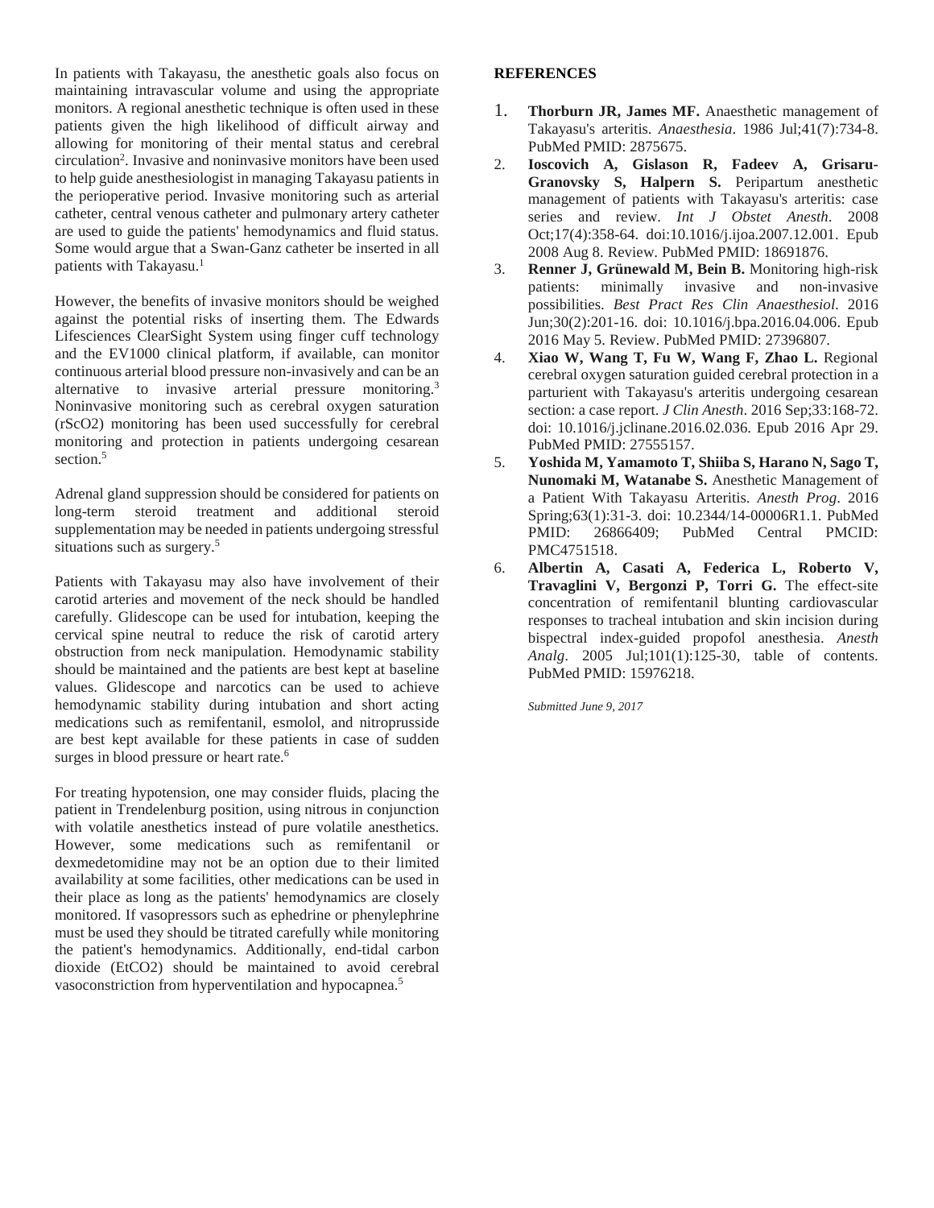In patients with Takayasu, the anesthetic goals also focus on maintaining intravascular volume and using the appropriate monitors. A regional anesthetic technique is often used in these patients given the high likelihood of difficult airway and allowing for monitoring of their mental status and cerebral circulation[2]. Invasive and noninvasive monitors have been used to help guide anesthesiologist in managing Takayasu patients in the perioperative period. Invasive monitoring such as arterial catheter, central venous catheter and pulmonary artery catheter are used to guide the patients' hemodynamics and fluid status. Some would argue that a Swan-Ganz catheter be inserted in all patients with Takayasu.[1]

However, the benefits of invasive monitors should be weighed against the potential risks of inserting them. The Edwards Lifesciences ClearSight System using finger cuff technology and the EV1000 clinical platform, if available, can monitor continuous arterial blood pressure non-invasively and can be an alternative to invasive arterial pressure monitoring.[3] Noninvasive monitoring such as cerebral oxygen saturation (rScO2) monitoring has been used successfully for cerebral monitoring and protection in patients undergoing cesarean section.[5]

Adrenal gland suppression should be considered for patients on long-term steroid treatment and additional steroid supplementation may be needed in patients undergoing stressful situations such as surgery.[5]

Patients with Takayasu may also have involvement of their carotid arteries and movement of the neck should be handled carefully. Glidescope can be used for intubation, keeping the cervical spine neutral to reduce the risk of carotid artery obstruction from neck manipulation. Hemodynamic stability should be maintained and the patients are best kept at baseline values. Glidescope and narcotics can be used to achieve hemodynamic stability during intubation and short acting medications such as remifentanil, esmolol, and nitroprusside are best kept available for these patients in case of sudden surges in blood pressure or heart rate.[6]

For treating hypotension, one may consider fluids, placing the patient in Trendelenburg position, using nitrous in conjunction with volatile anesthetics instead of pure volatile anesthetics. However, some medications such as remifentanil or dexmedetomidine may not be an option due to their limited availability at some facilities, other medications can be used in their place as long as the patients' hemodynamics are closely monitored. If vasopressors such as ephedrine or phenylephrine must be used they should be titrated carefully while monitoring the patient's hemodynamics. Additionally, end-tidal carbon dioxide (EtCO2) should be maintained to avoid cerebral vasoconstriction from hyperventilation and hypocapnea.[5]

**REFERENCES**

1. **Thorburn JR, James MF.** Anaesthetic management of Takayasu's arteritis. *Anaesthesia*. 1986 Jul;41(7):734-8. PubMed PMID: 2875675.
2. **Ioscovich A, Gislason R, Fadeev A, Grisaru-Granovsky S, Halpern S.** Peripartum anesthetic management of patients with Takayasu's arteritis: case series and review. *Int J Obstet Anesth*. 2008 Oct;17(4):358-64. doi:10.1016/j.ijoa.2007.12.001. Epub 2008 Aug 8. Review. PubMed PMID: 18691876.
3. **Renner J, Grünewald M, Bein B.** Monitoring high-risk patients: minimally invasive and non-invasive possibilities. *Best Pract Res Clin Anaesthesiol*. 2016 Jun;30(2):201-16. doi: 10.1016/j.bpa.2016.04.006. Epub 2016 May 5. Review. PubMed PMID: 27396807.
4. **Xiao W, Wang T, Fu W, Wang F, Zhao L.** Regional cerebral oxygen saturation guided cerebral protection in a parturient with Takayasu's arteritis undergoing cesarean section: a case report. *J Clin Anesth*. 2016 Sep;33:168-72. doi: 10.1016/j.jclinane.2016.02.036. Epub 2016 Apr 29. PubMed PMID: 27555157.
5. **Yoshida M, Yamamoto T, Shiiba S, Harano N, Sago T, Nunomaki M, Watanabe S.** Anesthetic Management of a Patient With Takayasu Arteritis. *Anesth Prog*. 2016 Spring;63(1):31-3. doi: 10.2344/14-00006R1.1. PubMed PMID: 26866409; PubMed Central PMCID: PMC4751518.
6. **Albertin A, Casati A, Federica L, Roberto V, Travaglini V, Bergonzi P, Torri G.** The effect-site concentration of remifentanil blunting cardiovascular responses to tracheal intubation and skin incision during bispectral index-guided propofol anesthesia. *Anesth Analg*. 2005 Jul;101(1):125-30, table of contents. PubMed PMID: 15976218.

*Submitted June 9, 2017*